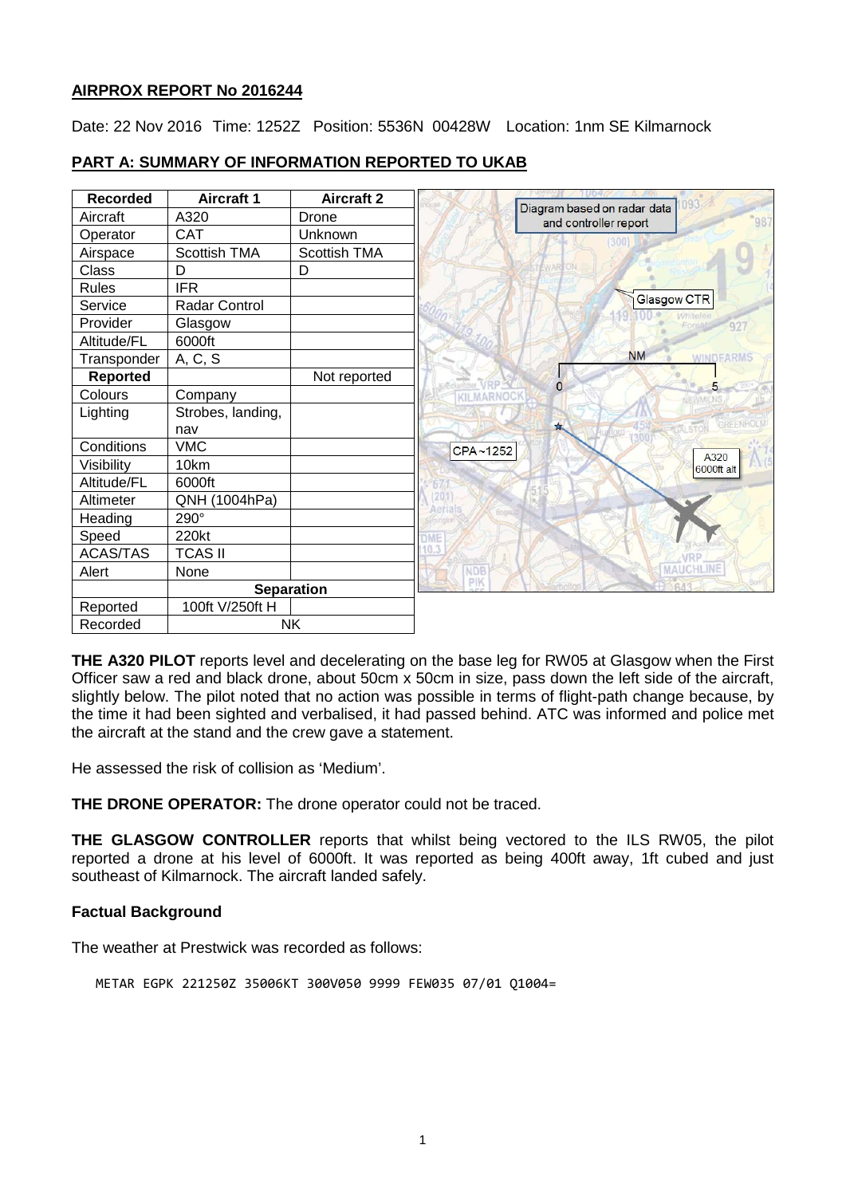**AIRPROX REPORT No 2016244**

Date: 22 Nov 2016 Time: 1252Z Position: 5536N 00428W Location: 1nm SE Kilmarnock

**PART A: SUMMARY OF INFORMATION REPORTED TO UKAB**

| Recorded | Aircraft 1 | Aircraft 2 |
|---|---|---|
| Aircraft | A320 | Drone |
| Operator | CAT | Unknown |
| Airspace | Scottish TMA | Scottish TMA |
| Class | D | D |
| Rules | IFR | |
| Service | Radar Control | |
| Provider | Glasgow | |
| Altitude/FL | 6000ft | |
| Transponder | A, C, S | |
| **Reported** | | Not reported |
| Colours | Company | |
| Lighting | Strobes, landing, nav | |
| Conditions | VMC | |
| Visibility | 10km | |
| Altitude/FL | 6000ft | |
| Altimeter | QNH (1004hPa) | |
| Heading | 290° | |
| Speed | 220kt | |
| ACAS/TAS | TCAS II | |
| Alert | None | |
| | **Separation** | |
| Reported | 100ft V/250ft H | |
| Recorded | NK | |

**THE A320 PILOT** reports level and decelerating on the base leg for RW05 at Glasgow when the First Officer saw a red and black drone, about 50cm x 50cm in size, pass down the left side of the aircraft, slightly below. The pilot noted that no action was possible in terms of flight-path change because, by the time it had been sighted and verbalised, it had passed behind. ATC was informed and police met the aircraft at the stand and the crew gave a statement.

He assessed the risk of collision as 'Medium'.

**THE DRONE OPERATOR:** The drone operator could not be traced.

**THE GLASGOW CONTROLLER** reports that whilst being vectored to the ILS RW05, the pilot reported a drone at his level of 6000ft. It was reported as being 400ft away, 1ft cubed and just southeast of Kilmarnock. The aircraft landed safely.

## Factual Background

The weather at Prestwick was recorded as follows:

```
METAR EGPK 221250Z 35006KT 300V050 9999 FEW035 07/01 Q1004=
```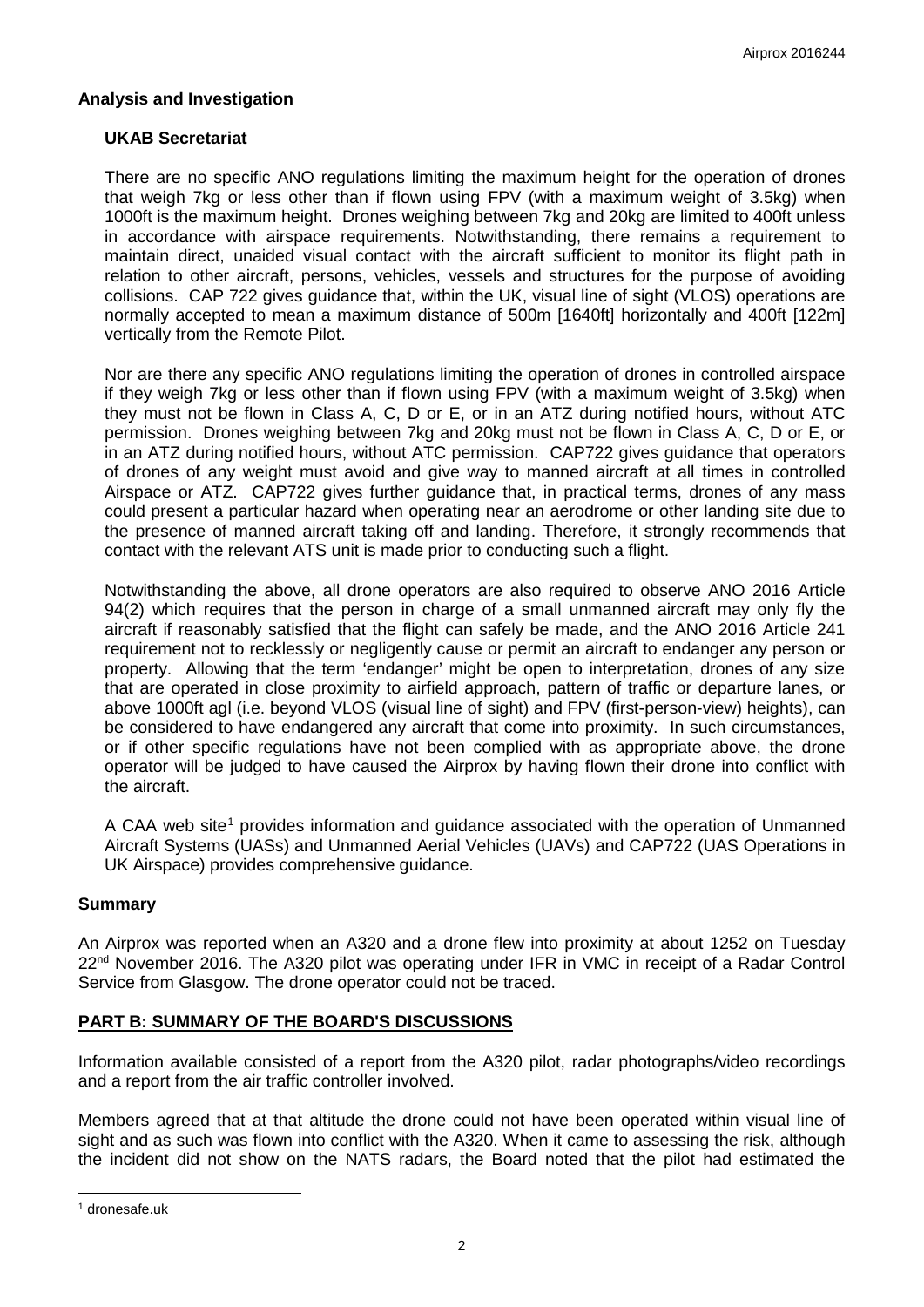**Analysis and Investigation**

**UKAB Secretariat**

There are no specific ANO regulations limiting the maximum height for the operation of drones that weigh 7kg or less other than if flown using FPV (with a maximum weight of 3.5kg) when 1000ft is the maximum height. Drones weighing between 7kg and 20kg are limited to 400ft unless in accordance with airspace requirements. Notwithstanding, there remains a requirement to maintain direct, unaided visual contact with the aircraft sufficient to monitor its flight path in relation to other aircraft, persons, vehicles, vessels and structures for the purpose of avoiding collisions. CAP 722 gives guidance that, within the UK, visual line of sight (VLOS) operations are normally accepted to mean a maximum distance of 500m [1640ft] horizontally and 400ft [122m] vertically from the Remote Pilot.

Nor are there any specific ANO regulations limiting the operation of drones in controlled airspace if they weigh 7kg or less other than if flown using FPV (with a maximum weight of 3.5kg) when they must not be flown in Class A, C, D or E, or in an ATZ during notified hours, without ATC permission. Drones weighing between 7kg and 20kg must not be flown in Class A, C, D or E, or in an ATZ during notified hours, without ATC permission. CAP722 gives guidance that operators of drones of any weight must avoid and give way to manned aircraft at all times in controlled Airspace or ATZ. CAP722 gives further guidance that, in practical terms, drones of any mass could present a particular hazard when operating near an aerodrome or other landing site due to the presence of manned aircraft taking off and landing. Therefore, it strongly recommends that contact with the relevant ATS unit is made prior to conducting such a flight.

Notwithstanding the above, all drone operators are also required to observe ANO 2016 Article 94(2) which requires that the person in charge of a small unmanned aircraft may only fly the aircraft if reasonably satisfied that the flight can safely be made, and the ANO 2016 Article 241 requirement not to recklessly or negligently cause or permit an aircraft to endanger any person or property. Allowing that the term 'endanger' might be open to interpretation, drones of any size that are operated in close proximity to airfield approach, pattern of traffic or departure lanes, or above 1000ft agl (i.e. beyond VLOS (visual line of sight) and FPV (first-person-view) heights), can be considered to have endangered any aircraft that come into proximity. In such circumstances, or if other specific regulations have not been complied with as appropriate above, the drone operator will be judged to have caused the Airprox by having flown their drone into conflict with the aircraft.

A CAA web site[1] provides information and guidance associated with the operation of Unmanned Aircraft Systems (UASs) and Unmanned Aerial Vehicles (UAVs) and CAP722 (UAS Operations in UK Airspace) provides comprehensive guidance.

**Summary**

An Airprox was reported when an A320 and a drone flew into proximity at about 1252 on Tuesday 22nd November 2016. The A320 pilot was operating under IFR in VMC in receipt of a Radar Control Service from Glasgow. The drone operator could not be traced.

## PART B: SUMMARY OF THE BOARD'S DISCUSSIONS

Information available consisted of a report from the A320 pilot, radar photographs/video recordings and a report from the air traffic controller involved.

Members agreed that at that altitude the drone could not have been operated within visual line of sight and as such was flown into conflict with the A320. When it came to assessing the risk, although the incident did not show on the NATS radars, the Board noted that the pilot had estimated the

[1] dronesafe.uk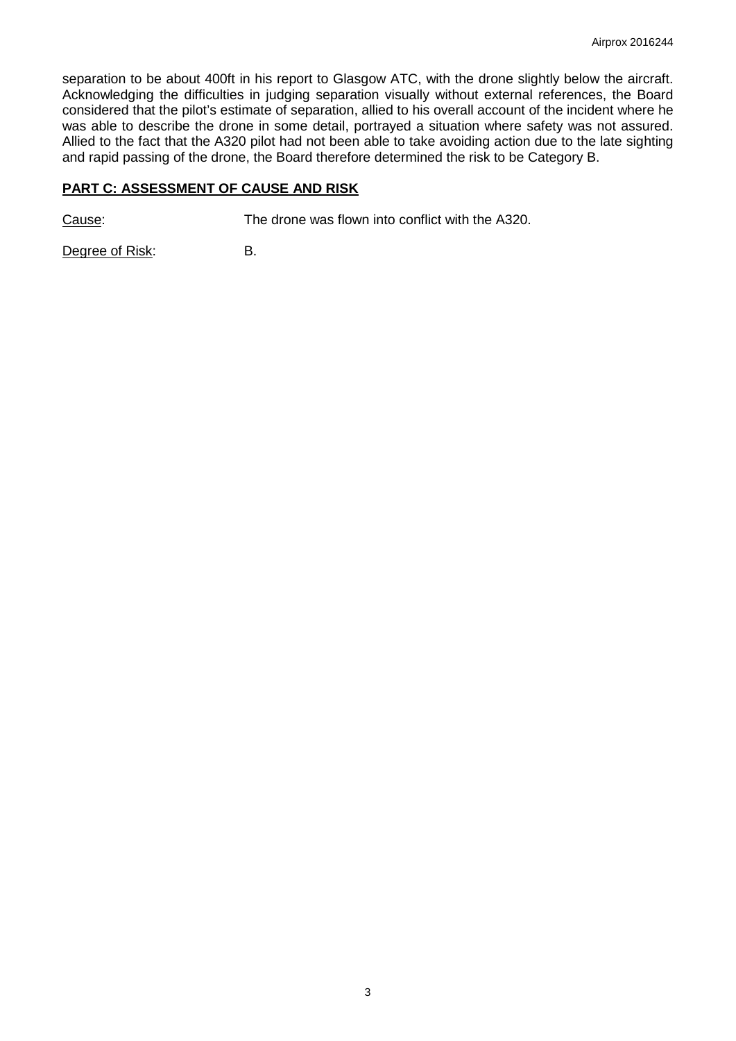separation to be about 400ft in his report to Glasgow ATC, with the drone slightly below the aircraft. Acknowledging the difficulties in judging separation visually without external references, the Board considered that the pilot's estimate of separation, allied to his overall account of the incident where he was able to describe the drone in some detail, portrayed a situation where safety was not assured. Allied to the fact that the A320 pilot had not been able to take avoiding action due to the late sighting and rapid passing of the drone, the Board therefore determined the risk to be Category B.

## PART C: ASSESSMENT OF CAUSE AND RISK

Cause: The drone was flown into conflict with the A320.

Degree of Risk: B.